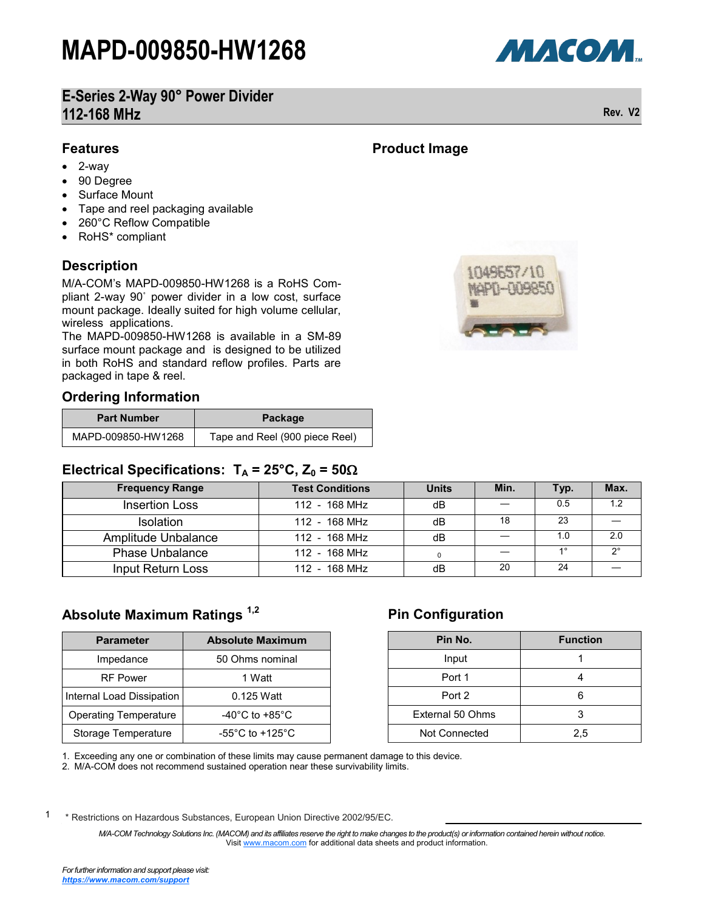# MAPD-009850-HW1268

## E-Series 2-Way 90° Power Divider
## 112-168 MHz

Rev. V2

### Features

- 2-way
- 90 Degree
- Surface Mount
- Tape and reel packaging available
- 260°C Reflow Compatible
- RoHS* compliant

### Product Image

### Description

M/A-COM's MAPD-009850-HW1268 is a RoHS Compliant 2-way 90˚ power divider in a low cost, surface mount package. Ideally suited for high volume cellular, wireless applications.
The MAPD-009850-HW1268 is available in a SM-89 surface mount package and is designed to be utilized in both RoHS and standard reflow profiles. Parts are packaged in tape & reel.

### Ordering Information

| Part Number | Package |
|---|---|
| MAPD-009850-HW1268 | Tape and Reel (900 piece Reel) |

### Electrical Specifications: $T_A$ = 25°C, $Z_0$ = 50Ω

| Frequency Range | Test Conditions | Units | Min. | Typ. | Max. |
|---|---|---|---|---|---|
| Insertion Loss | 112 - 168 MHz | dB | — | 0.5 | 1.2 |
| Isolation | 112 - 168 MHz | dB | 18 | 23 | — |
| Amplitude Unbalance | 112 - 168 MHz | dB | — | 1.0 | 2.0 |
| Phase Unbalance | 112 - 168 MHz | 0 | — | 1° | 2° |
| Input Return Loss | 112 - 168 MHz | dB | 20 | 24 | — |

### Absolute Maximum Ratings [1,2]

| Parameter | Absolute Maximum |
|---|---|
| Impedance | 50 Ohms nominal |
| RF Power | 1 Watt |
| Internal Load Dissipation | 0.125 Watt |
| Operating Temperature | -40°C to +85°C |
| Storage Temperature | -55°C to +125°C |

1. Exceeding any one or combination of these limits may cause permanent damage to this device.
2. M/A-COM does not recommend sustained operation near these survivability limits.

### Pin Configuration

| Pin No. | Function |
|---|---|
| Input | 1 |
| Port 1 | 4 |
| Port 2 | 6 |
| External 50 Ohms | 3 |
| Not Connected | 2,5 |

\* Restrictions on Hazardous Substances, European Union Directive 2002/95/EC.

*M/A-COM Technology Solutions Inc. (MACOM) and its affiliates reserve the right to make changes to the product(s) or information contained herein without notice.*
Visit www.macom.com for additional data sheets and product information.

*For further information and support please visit:*
***https://www.macom.com/support***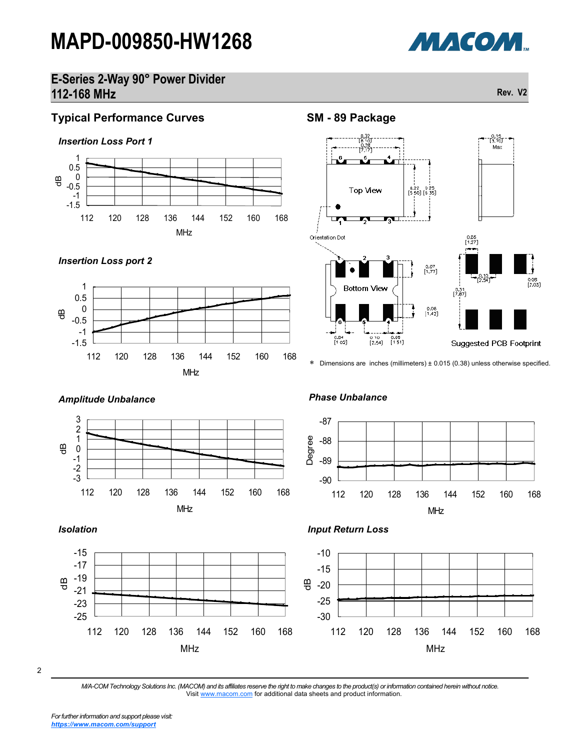# MAPD-009850-HW1268

## E-Series 2-Way 90° Power Divider
## 112-168 MHz

Rev. V2

## Typical Performance Curves

### Insertion Loss Port 1

### Insertion Loss port 2

### Amplitude Unbalance

### Phase Unbalance

### Isolation

### Input Return Loss

## SM - 89 Package

* Dimensions are inches (millimeters) ± 0.015 (0.38) unless otherwise specified.

M/A-COM Technology Solutions Inc. (MACOM) and its affiliates reserve the right to make changes to the product(s) or information contained herein without notice.
Visit www.macom.com for additional data sheets and product information.

For further information and support please visit:
https://www.macom.com/support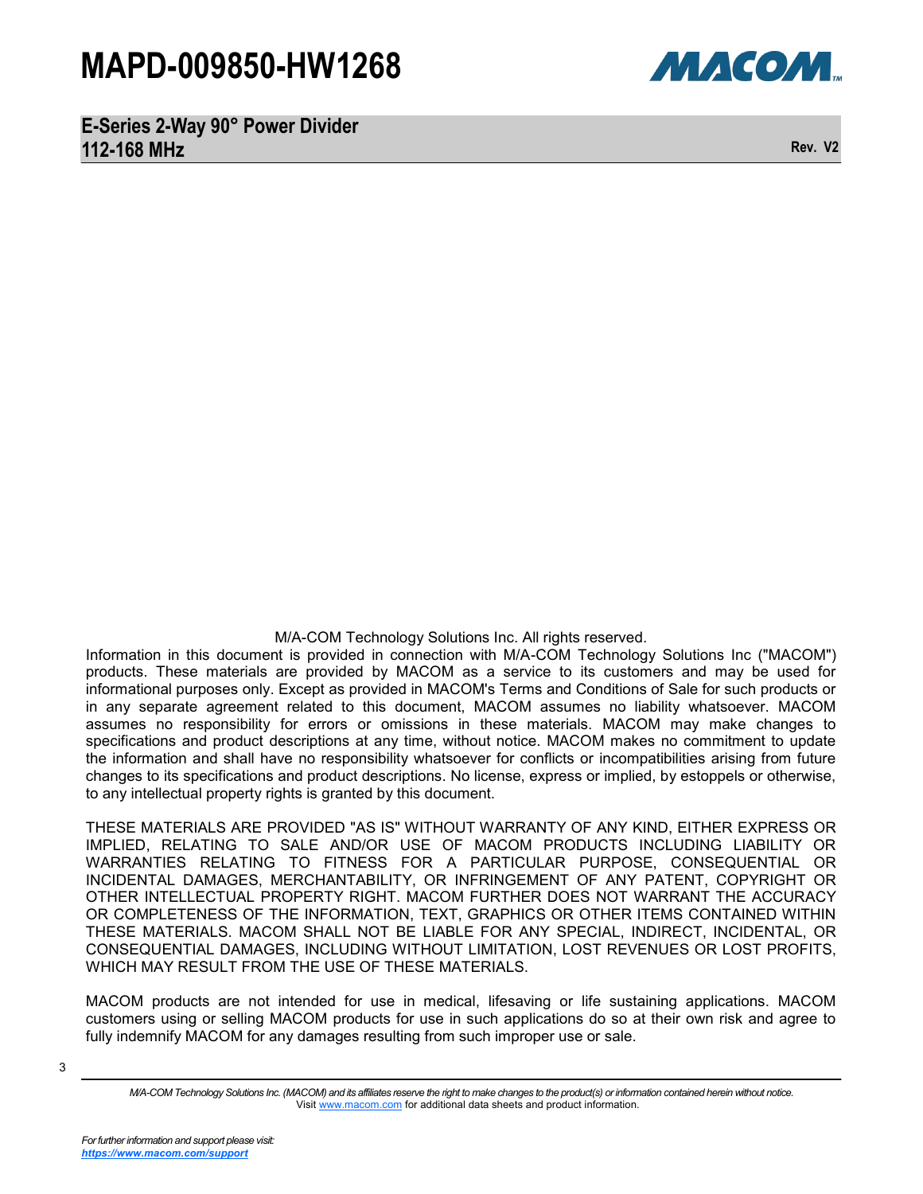M/A-COM Technology Solutions Inc. All rights reserved.

Information in this document is provided in connection with M/A-COM Technology Solutions Inc ("MACOM") products. These materials are provided by MACOM as a service to its customers and may be used for informational purposes only. Except as provided in MACOM's Terms and Conditions of Sale for such products or in any separate agreement related to this document, MACOM assumes no liability whatsoever. MACOM assumes no responsibility for errors or omissions in these materials. MACOM may make changes to specifications and product descriptions at any time, without notice. MACOM makes no commitment to update the information and shall have no responsibility whatsoever for conflicts or incompatibilities arising from future changes to its specifications and product descriptions. No license, express or implied, by estoppels or otherwise, to any intellectual property rights is granted by this document.

THESE MATERIALS ARE PROVIDED "AS IS" WITHOUT WARRANTY OF ANY KIND, EITHER EXPRESS OR IMPLIED, RELATING TO SALE AND/OR USE OF MACOM PRODUCTS INCLUDING LIABILITY OR WARRANTIES RELATING TO FITNESS FOR A PARTICULAR PURPOSE, CONSEQUENTIAL OR INCIDENTAL DAMAGES, MERCHANTABILITY, OR INFRINGEMENT OF ANY PATENT, COPYRIGHT OR OTHER INTELLECTUAL PROPERTY RIGHT. MACOM FURTHER DOES NOT WARRANT THE ACCURACY OR COMPLETENESS OF THE INFORMATION, TEXT, GRAPHICS OR OTHER ITEMS CONTAINED WITHIN THESE MATERIALS. MACOM SHALL NOT BE LIABLE FOR ANY SPECIAL, INDIRECT, INCIDENTAL, OR CONSEQUENTIAL DAMAGES, INCLUDING WITHOUT LIMITATION, LOST REVENUES OR LOST PROFITS, WHICH MAY RESULT FROM THE USE OF THESE MATERIALS.

MACOM products are not intended for use in medical, lifesaving or life sustaining applications. MACOM customers using or selling MACOM products for use in such applications do so at their own risk and agree to fully indemnify MACOM for any damages resulting from such improper use or sale.